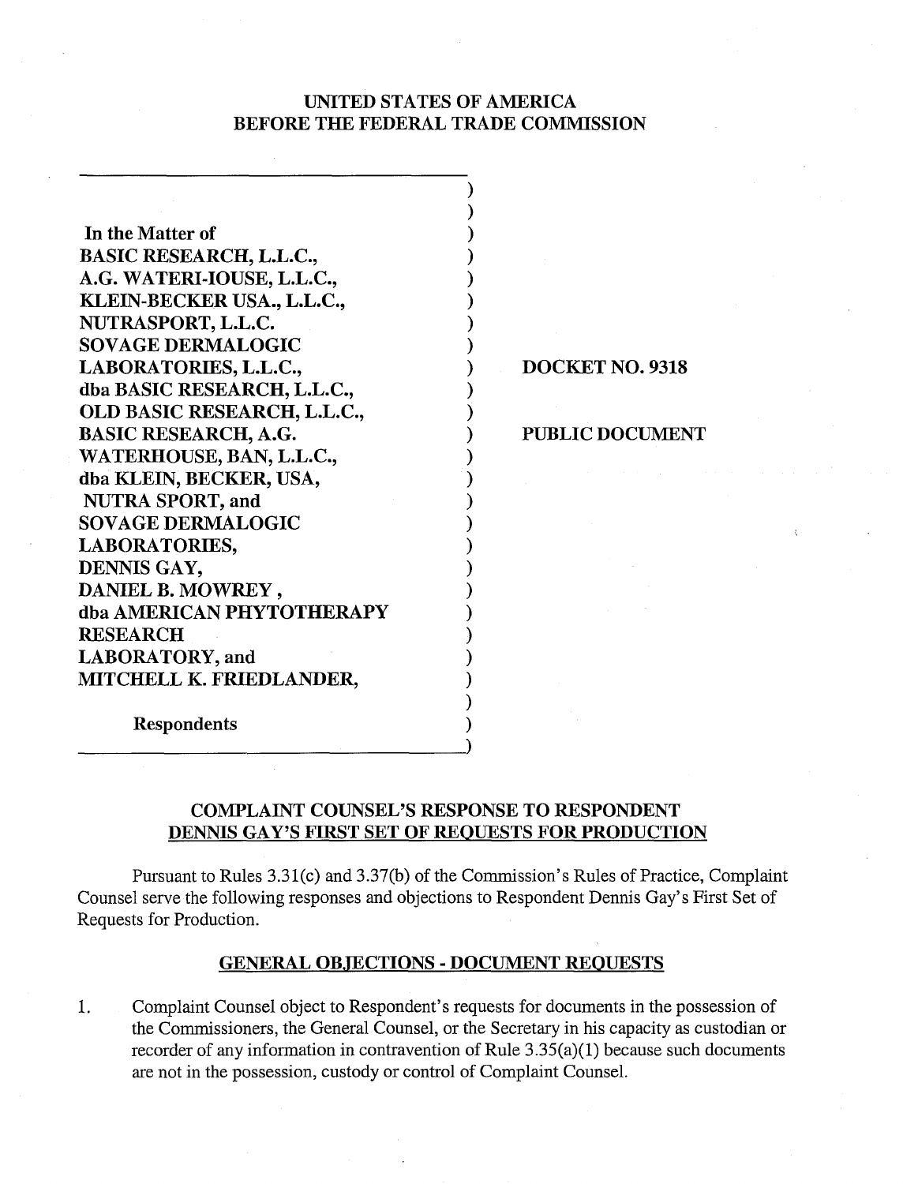**UNITED STATES OF AMERICA**
**BEFORE THE FEDERAL TRADE COMMISSION**

| | |
|---|---|
| **In the Matter of** | |
| **BASIC RESEARCH, L.L.C.,** | |
| **A.G. WATERI-IOUSE, L.L.C.,** | |
| **KLEIN-BECKER USA., L.L.C.,** | |
| **NUTRASPORT, L.L.C.** | |
| **SOVAGE DERMALOGIC** | |
| **LABORATORIES, L.L.C.,** | **DOCKET NO. 9318** |
| **dba BASIC RESEARCH, L.L.C.,** | |
| **OLD BASIC RESEARCH, L.L.C.,** | |
| **BASIC RESEARCH, A.G.** | **PUBLIC DOCUMENT** |
| **WATERHOUSE, BAN, L.L.C.,** | |
| **dba KLEIN, BECKER, USA,** | |
| **NUTRA SPORT, and** | |
| **SOVAGE DERMALOGIC** | |
| **LABORATORIES,** | |
| **DENNIS GAY,** | |
| **DANIEL B. MOWREY ,** | |
| **dba AMERICAN PHYTOTHERAPY** | |
| **RESEARCH** | |
| **LABORATORY, and** | |
| **MITCHELL K. FRIEDLANDER,** | |
| | |
| **Respondents** | |

## COMPLAINT COUNSEL'S RESPONSE TO RESPONDENT DENNIS GAY'S FIRST SET OF REQUESTS FOR PRODUCTION

Pursuant to Rules 3.31(c) and 3.37(b) of the Commission's Rules of Practice, Complaint Counsel serve the following responses and objections to Respondent Dennis Gay's First Set of Requests for Production.

### GENERAL OBJECTIONS - DOCUMENT REQUESTS

1. Complaint Counsel object to Respondent's requests for documents in the possession of the Commissioners, the General Counsel, or the Secretary in his capacity as custodian or recorder of any information in contravention of Rule 3.35(a)(1) because such documents are not in the possession, custody or control of Complaint Counsel.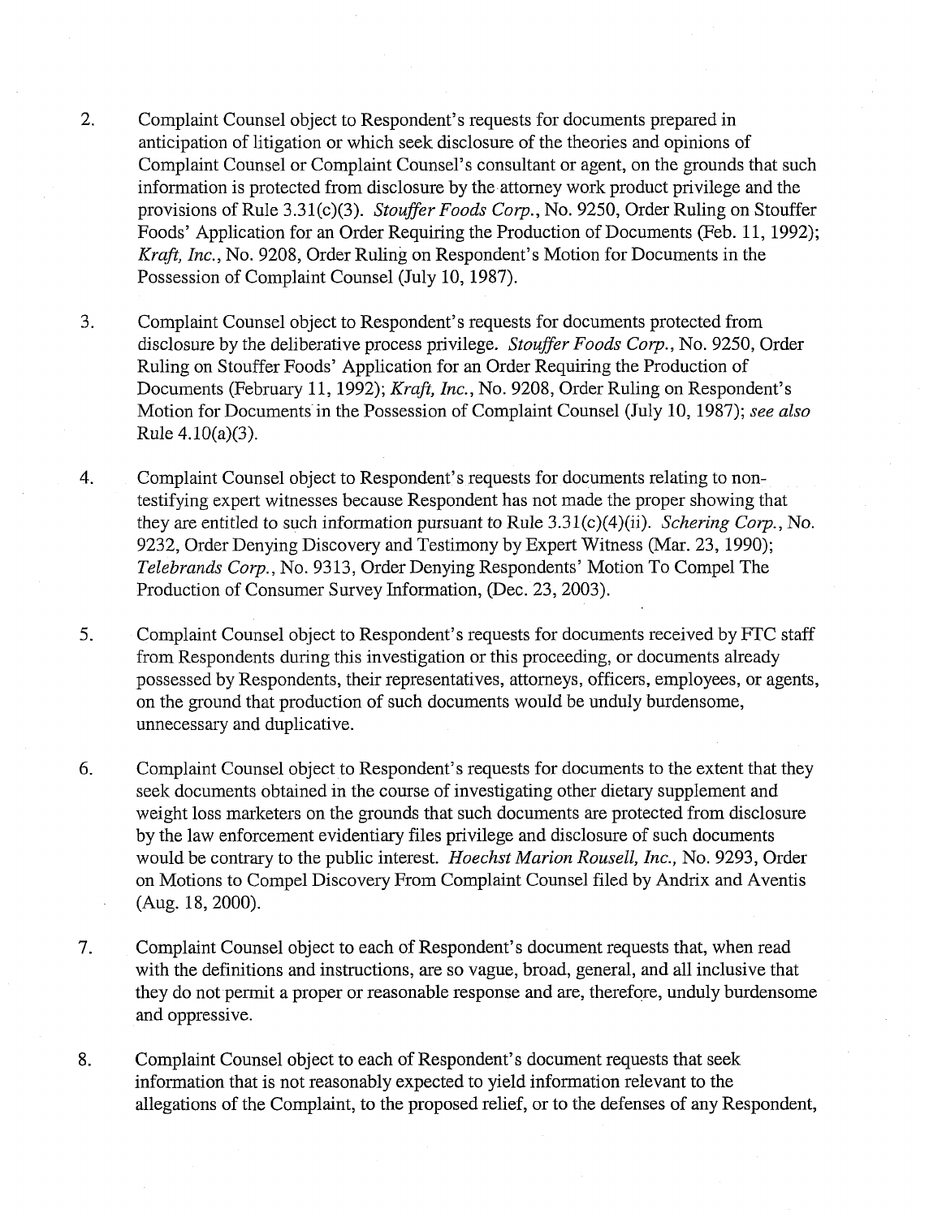2. Complaint Counsel object to Respondent's requests for documents prepared in anticipation of litigation or which seek disclosure of the theories and opinions of Complaint Counsel or Complaint Counsel's consultant or agent, on the grounds that such information is protected from disclosure by the attorney work product privilege and the provisions of Rule 3.31(c)(3). *Stouffer Foods Corp.*, No. 9250, Order Ruling on Stouffer Foods' Application for an Order Requiring the Production of Documents (Feb. 11, 1992); *Kraft, Inc.*, No. 9208, Order Ruling on Respondent's Motion for Documents in the Possession of Complaint Counsel (July 10, 1987).

3. Complaint Counsel object to Respondent's requests for documents protected from disclosure by the deliberative process privilege. *Stouffer Foods Corp.*, No. 9250, Order Ruling on Stouffer Foods' Application for an Order Requiring the Production of Documents (February 11, 1992); *Kraft, Inc.*, No. 9208, Order Ruling on Respondent's Motion for Documents in the Possession of Complaint Counsel (July 10, 1987); *see also* Rule 4.10(a)(3).

4. Complaint Counsel object to Respondent's requests for documents relating to non-testifying expert witnesses because Respondent has not made the proper showing that they are entitled to such information pursuant to Rule 3.31(c)(4)(ii). *Schering Corp.*, No. 9232, Order Denying Discovery and Testimony by Expert Witness (Mar. 23, 1990); *Telebrands Corp.*, No. 9313, Order Denying Respondents' Motion To Compel The Production of Consumer Survey Information, (Dec. 23, 2003).

5. Complaint Counsel object to Respondent's requests for documents received by FTC staff from Respondents during this investigation or this proceeding, or documents already possessed by Respondents, their representatives, attorneys, officers, employees, or agents, on the ground that production of such documents would be unduly burdensome, unnecessary and duplicative.

6. Complaint Counsel object to Respondent's requests for documents to the extent that they seek documents obtained in the course of investigating other dietary supplement and weight loss marketers on the grounds that such documents are protected from disclosure by the law enforcement evidentiary files privilege and disclosure of such documents would be contrary to the public interest. *Hoechst Marion Rousell, Inc.*, No. 9293, Order on Motions to Compel Discovery From Complaint Counsel filed by Andrix and Aventis (Aug. 18, 2000).

7. Complaint Counsel object to each of Respondent's document requests that, when read with the definitions and instructions, are so vague, broad, general, and all inclusive that they do not permit a proper or reasonable response and are, therefore, unduly burdensome and oppressive.

8. Complaint Counsel object to each of Respondent's document requests that seek information that is not reasonably expected to yield information relevant to the allegations of the Complaint, to the proposed relief, or to the defenses of any Respondent,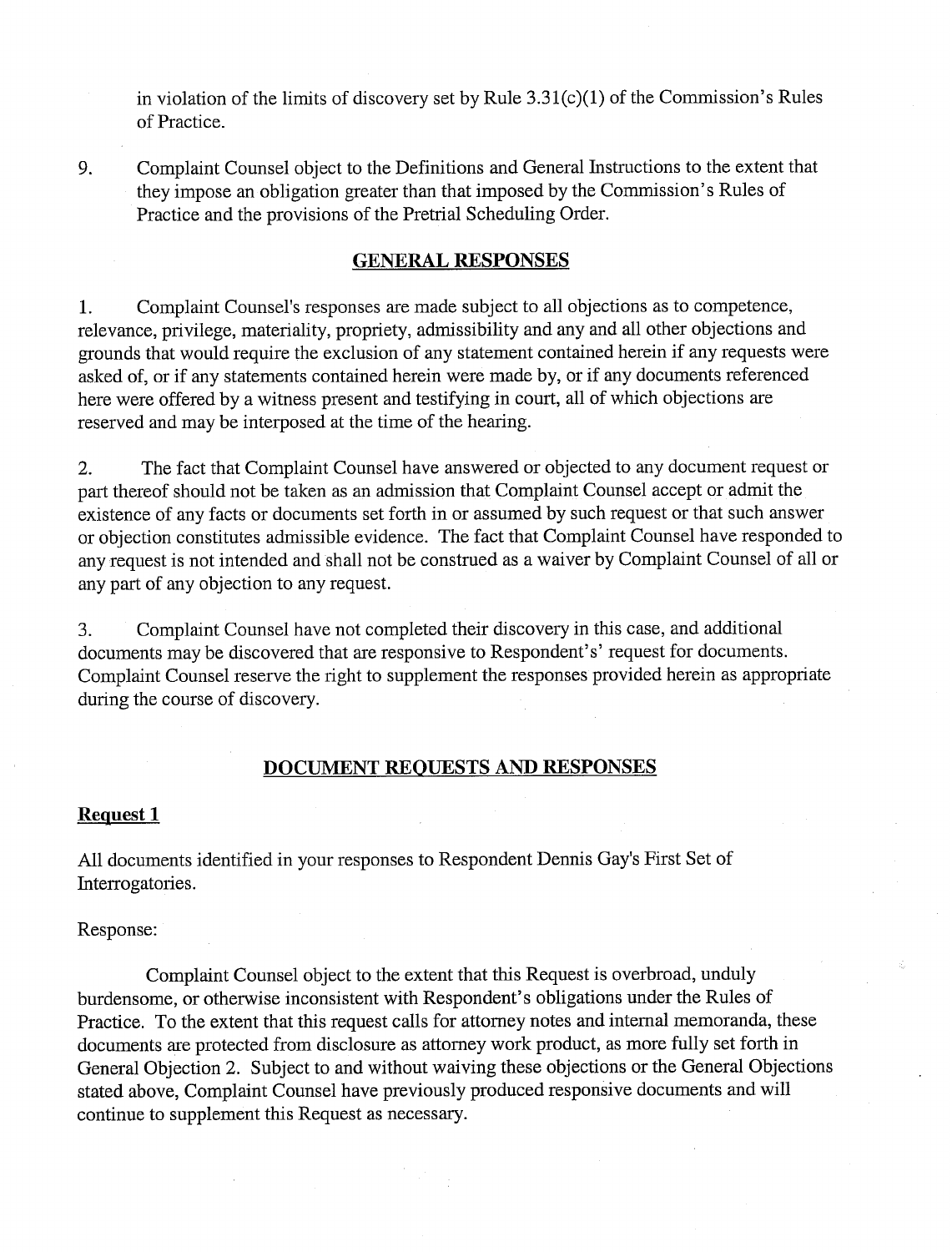in violation of the limits of discovery set by Rule 3.31(c)(1) of the Commission's Rules of Practice.

9. Complaint Counsel object to the Definitions and General Instructions to the extent that they impose an obligation greater than that imposed by the Commission's Rules of Practice and the provisions of the Pretrial Scheduling Order.

## GENERAL RESPONSES

1. Complaint Counsel's responses are made subject to all objections as to competence, relevance, privilege, materiality, propriety, admissibility and any and all other objections and grounds that would require the exclusion of any statement contained herein if any requests were asked of, or if any statements contained herein were made by, or if any documents referenced here were offered by a witness present and testifying in court, all of which objections are reserved and may be interposed at the time of the hearing.

2. The fact that Complaint Counsel have answered or objected to any document request or part thereof should not be taken as an admission that Complaint Counsel accept or admit the existence of any facts or documents set forth in or assumed by such request or that such answer or objection constitutes admissible evidence. The fact that Complaint Counsel have responded to any request is not intended and shall not be construed as a waiver by Complaint Counsel of all or any part of any objection to any request.

3. Complaint Counsel have not completed their discovery in this case, and additional documents may be discovered that are responsive to Respondent's' request for documents. Complaint Counsel reserve the right to supplement the responses provided herein as appropriate during the course of discovery.

## DOCUMENT REQUESTS AND RESPONSES

### Request 1

All documents identified in your responses to Respondent Dennis Gay's First Set of Interrogatories.

Response:

Complaint Counsel object to the extent that this Request is overbroad, unduly burdensome, or otherwise inconsistent with Respondent's obligations under the Rules of Practice. To the extent that this request calls for attorney notes and internal memoranda, these documents are protected from disclosure as attorney work product, as more fully set forth in General Objection 2. Subject to and without waiving these objections or the General Objections stated above, Complaint Counsel have previously produced responsive documents and will continue to supplement this Request as necessary.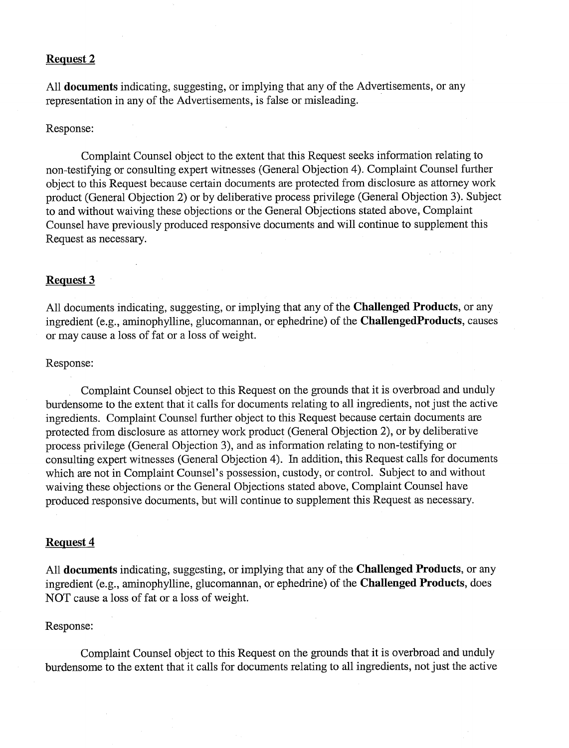**Request 2**

All **documents** indicating, suggesting, or implying that any of the Advertisements, or any representation in any of the Advertisements, is false or misleading.

Response:

Complaint Counsel object to the extent that this Request seeks information relating to non-testifying or consulting expert witnesses (General Objection 4). Complaint Counsel further object to this Request because certain documents are protected from disclosure as attorney work product (General Objection 2) or by deliberative process privilege (General Objection 3). Subject to and without waiving these objections or the General Objections stated above, Complaint Counsel have previously produced responsive documents and will continue to supplement this Request as necessary.

**Request 3**

All documents indicating, suggesting, or implying that any of the **Challenged Products**, or any ingredient (e.g., aminophylline, glucomannan, or ephedrine) of the **ChallengedProducts**, causes or may cause a loss of fat or a loss of weight.

Response:

Complaint Counsel object to this Request on the grounds that it is overbroad and unduly burdensome to the extent that it calls for documents relating to all ingredients, not just the active ingredients. Complaint Counsel further object to this Request because certain documents are protected from disclosure as attorney work product (General Objection 2), or by deliberative process privilege (General Objection 3), and as information relating to non-testifying or consulting expert witnesses (General Objection 4). In addition, this Request calls for documents which are not in Complaint Counsel's possession, custody, or control. Subject to and without waiving these objections or the General Objections stated above, Complaint Counsel have produced responsive documents, but will continue to supplement this Request as necessary.

**Request 4**

All **documents** indicating, suggesting, or implying that any of the **Challenged Products**, or any ingredient (e.g., aminophylline, glucomannan, or ephedrine) of the **Challenged Products**, does NOT cause a loss of fat or a loss of weight.

Response:

Complaint Counsel object to this Request on the grounds that it is overbroad and unduly burdensome to the extent that it calls for documents relating to all ingredients, not just the active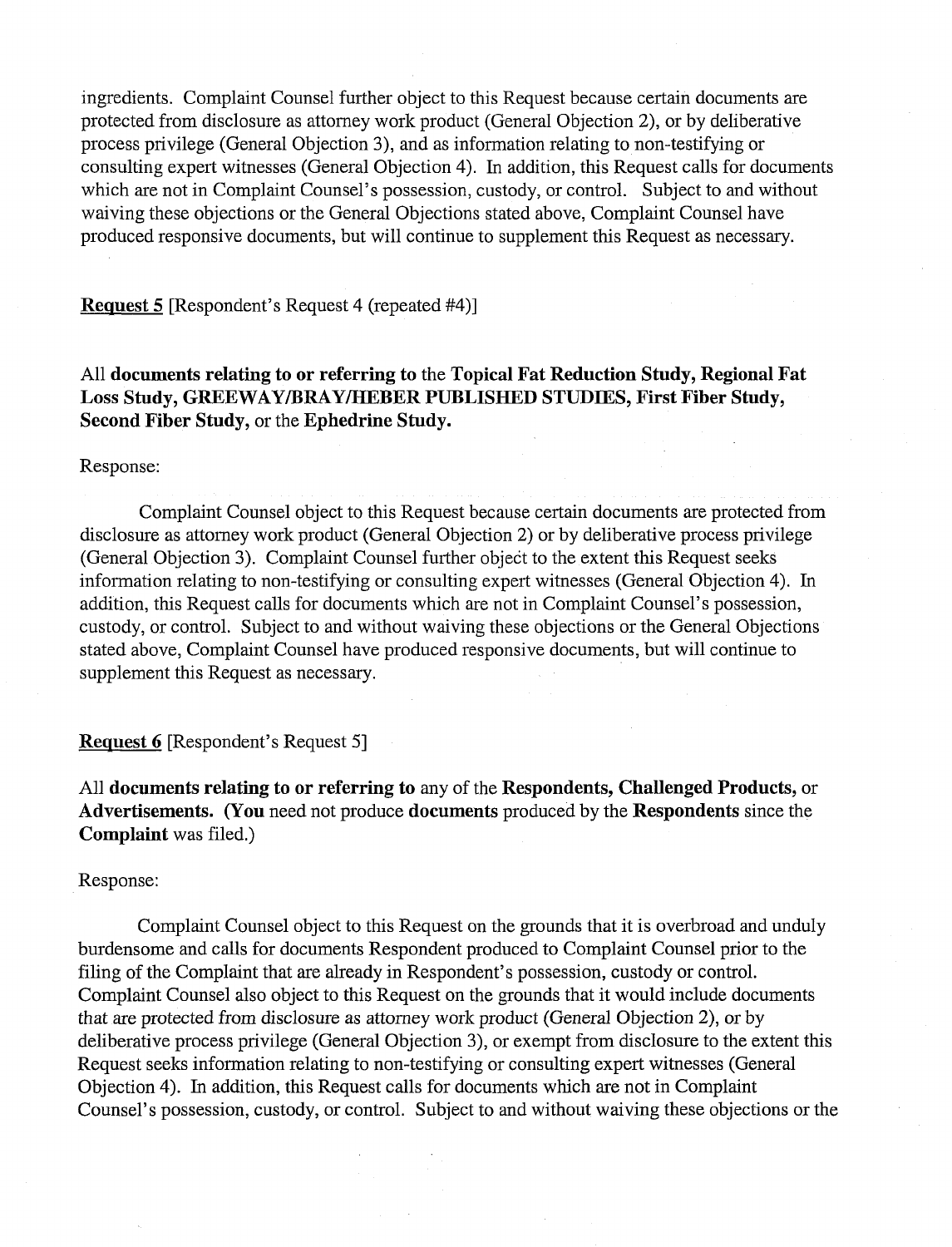ingredients. Complaint Counsel further object to this Request because certain documents are protected from disclosure as attorney work product (General Objection 2), or by deliberative process privilege (General Objection 3), and as information relating to non-testifying or consulting expert witnesses (General Objection 4). In addition, this Request calls for documents which are not in Complaint Counsel's possession, custody, or control. Subject to and without waiving these objections or the General Objections stated above, Complaint Counsel have produced responsive documents, but will continue to supplement this Request as necessary.

**Request 5** [Respondent's Request 4 (repeated #4)]

All **documents relating to or referring to** the **Topical Fat Reduction Study, Regional Fat Loss Study, GREEWAY/BRAY/HEBER PUBLISHED STUDIES, First Fiber Study, Second Fiber Study,** or the **Ephedrine Study.**

Response:

Complaint Counsel object to this Request because certain documents are protected from disclosure as attorney work product (General Objection 2) or by deliberative process privilege (General Objection 3). Complaint Counsel further object to the extent this Request seeks information relating to non-testifying or consulting expert witnesses (General Objection 4). In addition, this Request calls for documents which are not in Complaint Counsel's possession, custody, or control. Subject to and without waiving these objections or the General Objections stated above, Complaint Counsel have produced responsive documents, but will continue to supplement this Request as necessary.

**Request 6** [Respondent's Request 5]

All **documents relating to or referring to** any of the **Respondents, Challenged Products,** or **Advertisements. (You** need not produce **documents** produced by the **Respondents** since the **Complaint** was filed.)

Response:

Complaint Counsel object to this Request on the grounds that it is overbroad and unduly burdensome and calls for documents Respondent produced to Complaint Counsel prior to the filing of the Complaint that are already in Respondent's possession, custody or control. Complaint Counsel also object to this Request on the grounds that it would include documents that are protected from disclosure as attorney work product (General Objection 2), or by deliberative process privilege (General Objection 3), or exempt from disclosure to the extent this Request seeks information relating to non-testifying or consulting expert witnesses (General Objection 4). In addition, this Request calls for documents which are not in Complaint Counsel's possession, custody, or control. Subject to and without waiving these objections or the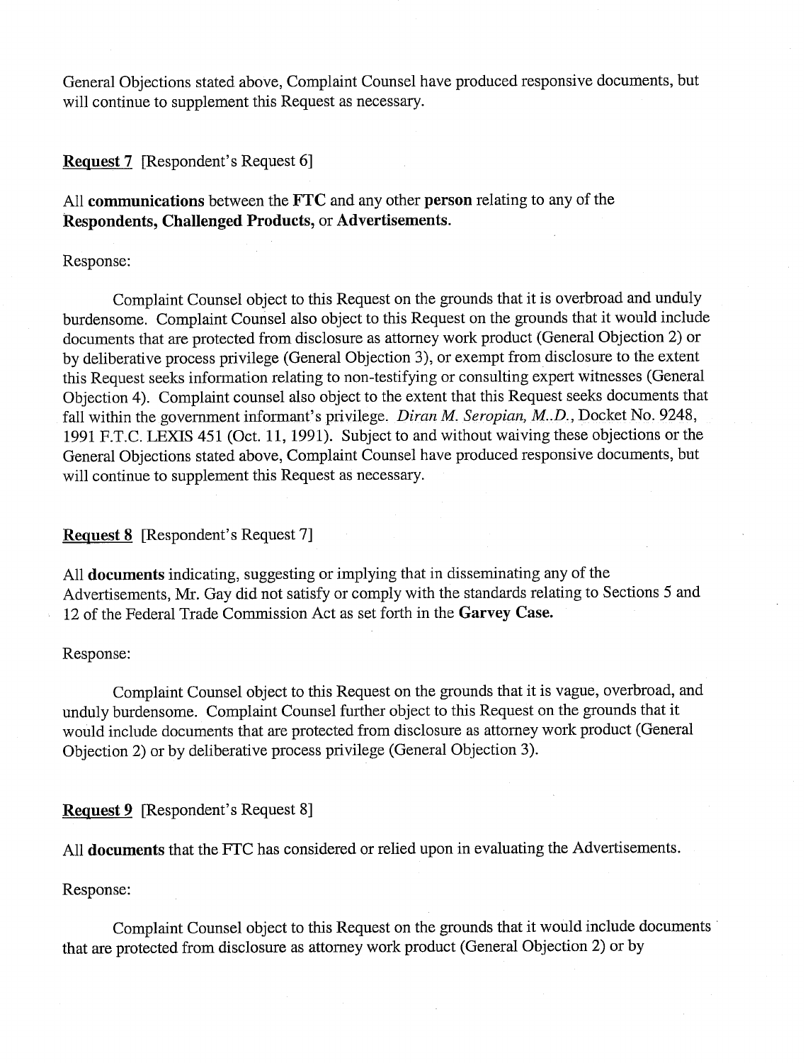General Objections stated above, Complaint Counsel have produced responsive documents, but will continue to supplement this Request as necessary.

**Request 7** [Respondent's Request 6]

All **communications** between the **FTC** and any other **person** relating to any of the **Respondents, Challenged Products,** or **Advertisements.**

Response:

Complaint Counsel object to this Request on the grounds that it is overbroad and unduly burdensome. Complaint Counsel also object to this Request on the grounds that it would include documents that are protected from disclosure as attorney work product (General Objection 2) or by deliberative process privilege (General Objection 3), or exempt from disclosure to the extent this Request seeks information relating to non-testifying or consulting expert witnesses (General Objection 4). Complaint counsel also object to the extent that this Request seeks documents that fall within the government informant's privilege. *Diran M. Seropian, M..D.*, Docket No. 9248, 1991 F.T.C. LEXIS 451 (Oct. 11, 1991). Subject to and without waiving these objections or the General Objections stated above, Complaint Counsel have produced responsive documents, but will continue to supplement this Request as necessary.

**Request 8** [Respondent's Request 7]

All **documents** indicating, suggesting or implying that in disseminating any of the Advertisements, Mr. Gay did not satisfy or comply with the standards relating to Sections 5 and 12 of the Federal Trade Commission Act as set forth in the **Garvey Case.**

Response:

Complaint Counsel object to this Request on the grounds that it is vague, overbroad, and unduly burdensome. Complaint Counsel further object to this Request on the grounds that it would include documents that are protected from disclosure as attorney work product (General Objection 2) or by deliberative process privilege (General Objection 3).

**Request 9** [Respondent's Request 8]

All **documents** that the FTC has considered or relied upon in evaluating the Advertisements.

Response:

Complaint Counsel object to this Request on the grounds that it would include documents that are protected from disclosure as attorney work product (General Objection 2) or by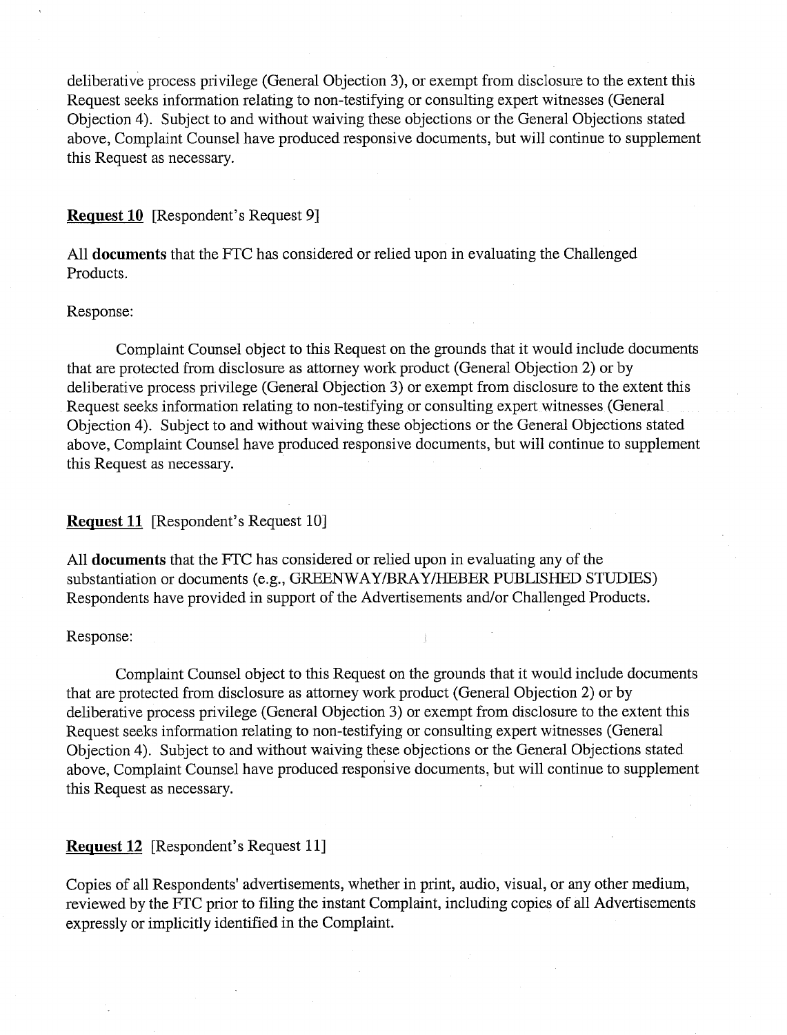deliberative process privilege (General Objection 3), or exempt from disclosure to the extent this Request seeks information relating to non-testifying or consulting expert witnesses (General Objection 4). Subject to and without waiving these objections or the General Objections stated above, Complaint Counsel have produced responsive documents, but will continue to supplement this Request as necessary.

**Request 10** [Respondent's Request 9]

All **documents** that the FTC has considered or relied upon in evaluating the Challenged Products.

Response:

Complaint Counsel object to this Request on the grounds that it would include documents that are protected from disclosure as attorney work product (General Objection 2) or by deliberative process privilege (General Objection 3) or exempt from disclosure to the extent this Request seeks information relating to non-testifying or consulting expert witnesses (General Objection 4). Subject to and without waiving these objections or the General Objections stated above, Complaint Counsel have produced responsive documents, but will continue to supplement this Request as necessary.

**Request 11** [Respondent's Request 10]

All **documents** that the FTC has considered or relied upon in evaluating any of the substantiation or documents (e.g., GREENWAY/BRAY/HEBER PUBLISHED STUDIES) Respondents have provided in support of the Advertisements and/or Challenged Products.

Response:

Complaint Counsel object to this Request on the grounds that it would include documents that are protected from disclosure as attorney work product (General Objection 2) or by deliberative process privilege (General Objection 3) or exempt from disclosure to the extent this Request seeks information relating to non-testifying or consulting expert witnesses (General Objection 4). Subject to and without waiving these objections or the General Objections stated above, Complaint Counsel have produced responsive documents, but will continue to supplement this Request as necessary.

**Request 12** [Respondent's Request 11]

Copies of all Respondents' advertisements, whether in print, audio, visual, or any other medium, reviewed by the FTC prior to filing the instant Complaint, including copies of all Advertisements expressly or implicitly identified in the Complaint.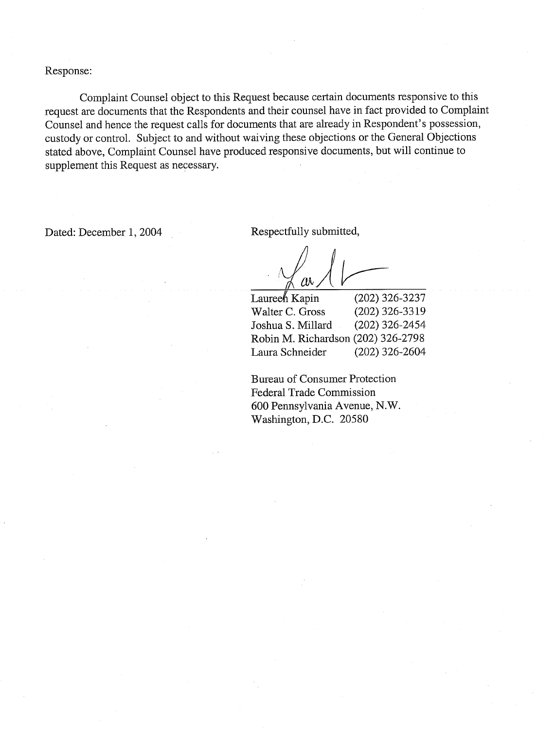Response:

Complaint Counsel object to this Request because certain documents responsive to this request are documents that the Respondents and their counsel have in fact provided to Complaint Counsel and hence the request calls for documents that are already in Respondent's possession, custody or control. Subject to and without waiving these objections or the General Objections stated above, Complaint Counsel have produced responsive documents, but will continue to supplement this Request as necessary.

Dated: December 1, 2004

Respectfully submitted,

| | |
|---|---|
| Laureen Kapin | (202) 326-3237 |
| Walter C. Gross | (202) 326-3319 |
| Joshua S. Millard | (202) 326-2454 |
| Robin M. Richardson | (202) 326-2798 |
| Laura Schneider | (202) 326-2604 |

Bureau of Consumer Protection
Federal Trade Commission
600 Pennsylvania Avenue, N.W.
Washington, D.C. 20580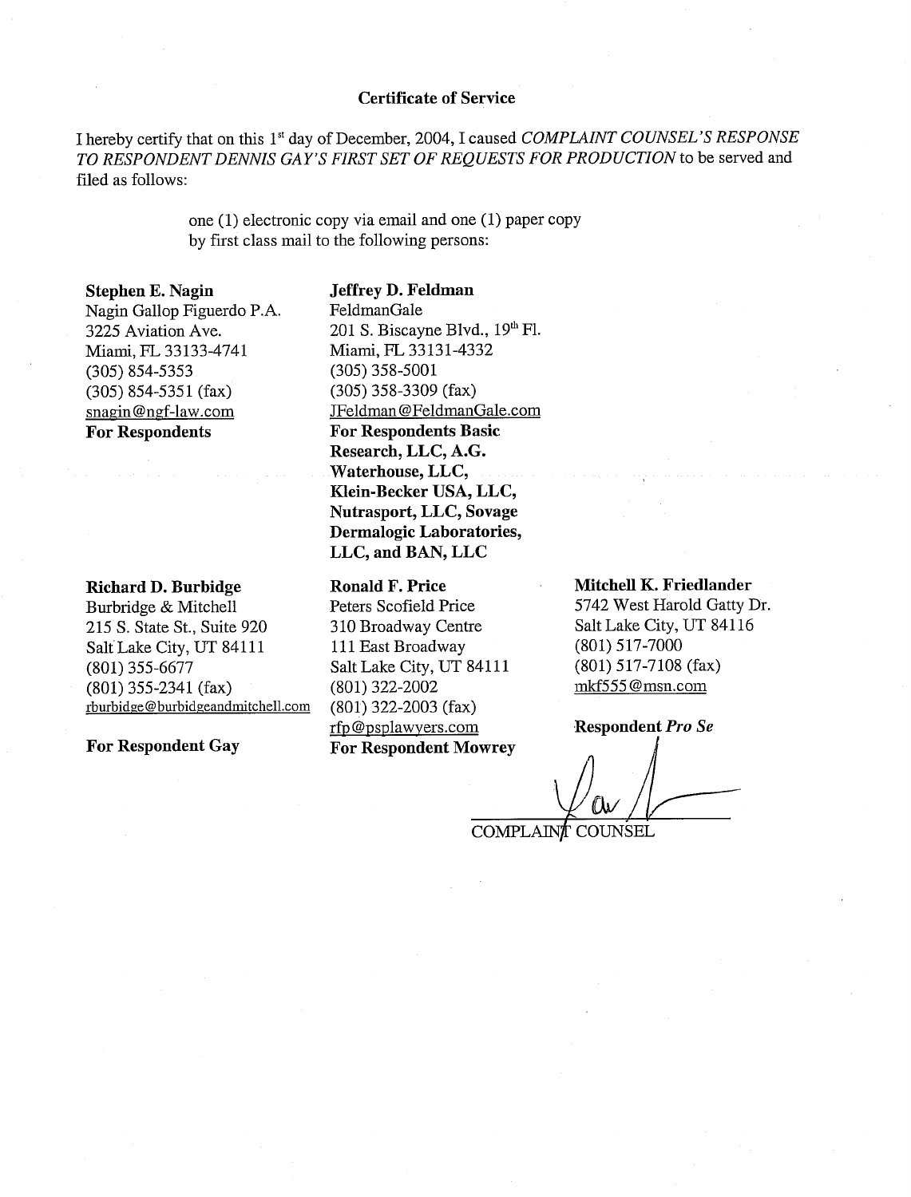**Certificate of Service**

I hereby certify that on this 1st day of December, 2004, I caused *COMPLAINT COUNSEL'S RESPONSE TO RESPONDENT DENNIS GAY'S FIRST SET OF REQUESTS FOR PRODUCTION* to be served and filed as follows:

one (1) electronic copy via email and one (1) paper copy by first class mail to the following persons:

**Stephen E. Nagin**
Nagin Gallop Figuerdo P.A.
3225 Aviation Ave.
Miami, FL 33133-4741
(305) 854-5353
(305) 854-5351 (fax)
snagin@ngf-law.com
**For Respondents**

**Jeffrey D. Feldman**
FeldmanGale
201 S. Biscayne Blvd., 19th Fl.
Miami, FL 33131-4332
(305) 358-5001
(305) 358-3309 (fax)
JFeldman@FeldmanGale.com
**For Respondents Basic Research, LLC, A.G. Waterhouse, LLC, Klein-Becker USA, LLC, Nutrasport, LLC, Sovage Dermalogic Laboratories, LLC, and BAN, LLC**

**Richard D. Burbidge**
Burbridge & Mitchell
215 S. State St., Suite 920
Salt Lake City, UT 84111
(801) 355-6677
(801) 355-2341 (fax)
rburbidge@burbidgeandmitchell.com

**For Respondent Gay**

**Ronald F. Price**
Peters Scofield Price
310 Broadway Centre
111 East Broadway
Salt Lake City, UT 84111
(801) 322-2002
(801) 322-2003 (fax)
rfp@psplawyers.com
**For Respondent Mowrey**

**Mitchell K. Friedlander**
5742 West Harold Gatty Dr.
Salt Lake City, UT 84116
(801) 517-7000
(801) 517-7108 (fax)
mkf555@msn.com

**Respondent *Pro Se***

COMPLAINT COUNSEL